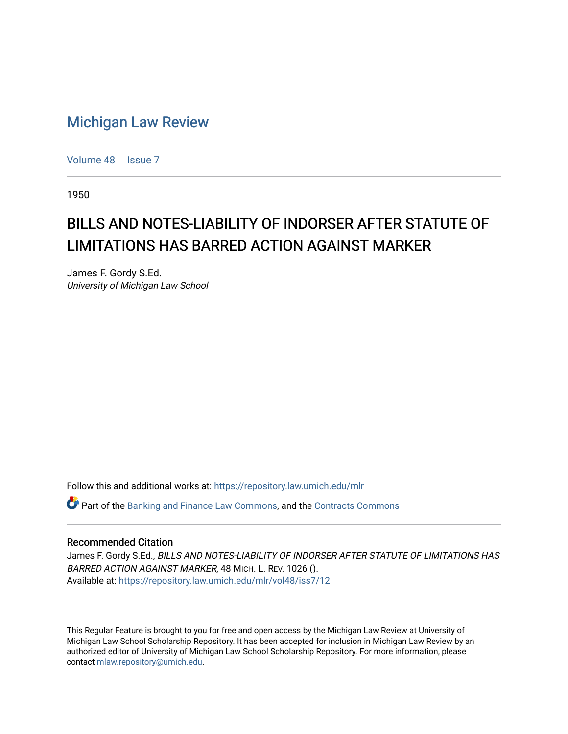# Michigan Law Review

Volume 48 | Issue 7

1950

## BILLS AND NOTES-LIABILITY OF INDORSER AFTER STATUTE OF LIMITATIONS HAS BARRED ACTION AGAINST MARKER

James F. Gordy S.Ed.
*University of Michigan Law School*

Follow this and additional works at: https://repository.law.umich.edu/mlr

Part of the Banking and Finance Law Commons, and the Contracts Commons

### Recommended Citation

James F. Gordy S.Ed., *BILLS AND NOTES-LIABILITY OF INDORSER AFTER STATUTE OF LIMITATIONS HAS BARRED ACTION AGAINST MARKER*, 48 MICH. L. REV. 1026 ().
Available at: https://repository.law.umich.edu/mlr/vol48/iss7/12

This Regular Feature is brought to you for free and open access by the Michigan Law Review at University of Michigan Law School Scholarship Repository. It has been accepted for inclusion in Michigan Law Review by an authorized editor of University of Michigan Law School Scholarship Repository. For more information, please contact mlaw.repository@umich.edu.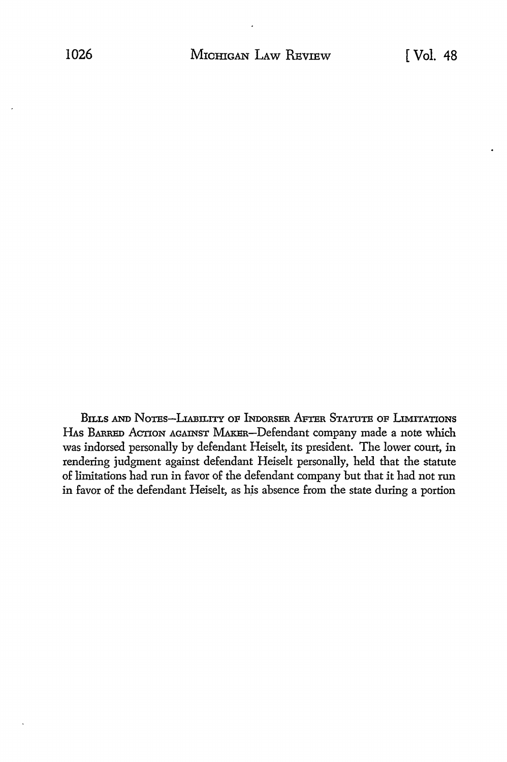BILLS AND NOTES—LIABILITY OF INDORSER AFTER STATUTE OF LIMITATIONS HAS BARRED ACTION AGAINST MAKER—Defendant company made a note which was indorsed personally by defendant Heiselt, its president. The lower court, in rendering judgment against defendant Heiselt personally, held that the statute of limitations had run in favor of the defendant company but that it had not run in favor of the defendant Heiselt, as his absence from the state during a portion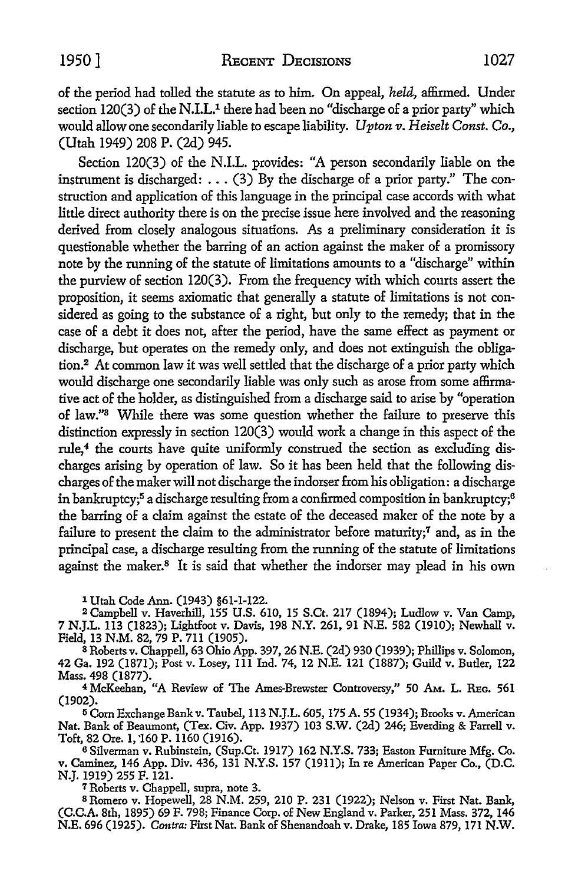of the period had tolled the statute as to him. On appeal, *held,* affirmed. Under section 120(3) of the N.I.L.[1] there had been no "discharge of a prior party" which would allow one secondarily liable to escape liability. *Upton v. Heiselt Const. Co.,* (Utah 1949) 208 P. (2d) 945.

Section 120(3) of the N.I.L. provides: "A person secondarily liable on the instrument is discharged: . . . (3) By the discharge of a prior party." The construction and application of this language in the principal case accords with what little direct authority there is on the precise issue here involved and the reasoning derived from closely analogous situations. As a preliminary consideration it is questionable whether the barring of an action against the maker of a promissory note by the running of the statute of limitations amounts to a "discharge" within the purview of section 120(3). From the frequency with which courts assert the proposition, it seems axiomatic that generally a statute of limitations is not considered as going to the substance of a right, but only to the remedy; that in the case of a debt it does not, after the period, have the same effect as payment or discharge, but operates on the remedy only, and does not extinguish the obligation.[2] At common law it was well settled that the discharge of a prior party which would discharge one secondarily liable was only such as arose from some affirmative act of the holder, as distinguished from a discharge said to arise by "operation of law."[3] While there was some question whether the failure to preserve this distinction expressly in section 120(3) would work a change in this aspect of the rule,[4] the courts have quite uniformly construed the section as excluding discharges arising by operation of law. So it has been held that the following discharges of the maker will not discharge the indorser from his obligation: a discharge in bankruptcy;[5] a discharge resulting from a confirmed composition in bankruptcy;[6] the barring of a claim against the estate of the deceased maker of the note by a failure to present the claim to the administrator before maturity;[7] and, as in the principal case, a discharge resulting from the running of the statute of limitations against the maker.[8] It is said that whether the indorser may plead in his own

---

[1] Utah Code Ann. (1943) §61-1-122.

[2] Campbell v. Haverhill, 155 U.S. 610, 15 S.Ct. 217 (1894); Ludlow v. Van Camp, 7 N.J.L. 113 (1823); Lightfoot v. Davis, 198 N.Y. 261, 91 N.E. 582 (1910); Newhall v. Field, 13 N.M. 82, 79 P. 711 (1905).

[3] Roberts v. Chappell, 63 Ohio App. 397, 26 N.E. (2d) 930 (1939); Phillips v. Solomon, 42 Ga. 192 (1871); Post v. Losey, 111 Ind. 74, 12 N.E. 121 (1887); Guild v. Butler, 122 Mass. 498 (1877).

[4] McKeehan, "A Review of The Ames-Brewster Controversy," 50 Am. L. Reg. 561 (1902).

[5] Corn Exchange Bank v. Taubel, 113 N.J.L. 605, 175 A. 55 (1934); Brooks v. American Nat. Bank of Beaumont, (Tex. Civ. App. 1937) 103 S.W. (2d) 246; Everding & Farrell v. Toft, 82 Ore. 1, 160 P. 1160 (1916).

[6] Silverman v. Rubinstein, (Sup.Ct. 1917) 162 N.Y.S. 733; Easton Furniture Mfg. Co. v. Caminez, 146 App. Div. 436, 131 N.Y.S. 157 (1911); In re American Paper Co., (D.C. N.J. 1919) 255 F. 121.

[7] Roberts v. Chappell, supra, note 3.

[8] Romero v. Hopewell, 28 N.M. 259, 210 P. 231 (1922); Nelson v. First Nat. Bank, (C.C.A. 8th, 1895) 69 F. 798; Finance Corp. of New England v. Parker, 251 Mass. 372, 146 N.E. 696 (1925). *Contra:* First Nat. Bank of Shenandoah v. Drake, 185 Iowa 879, 171 N.W.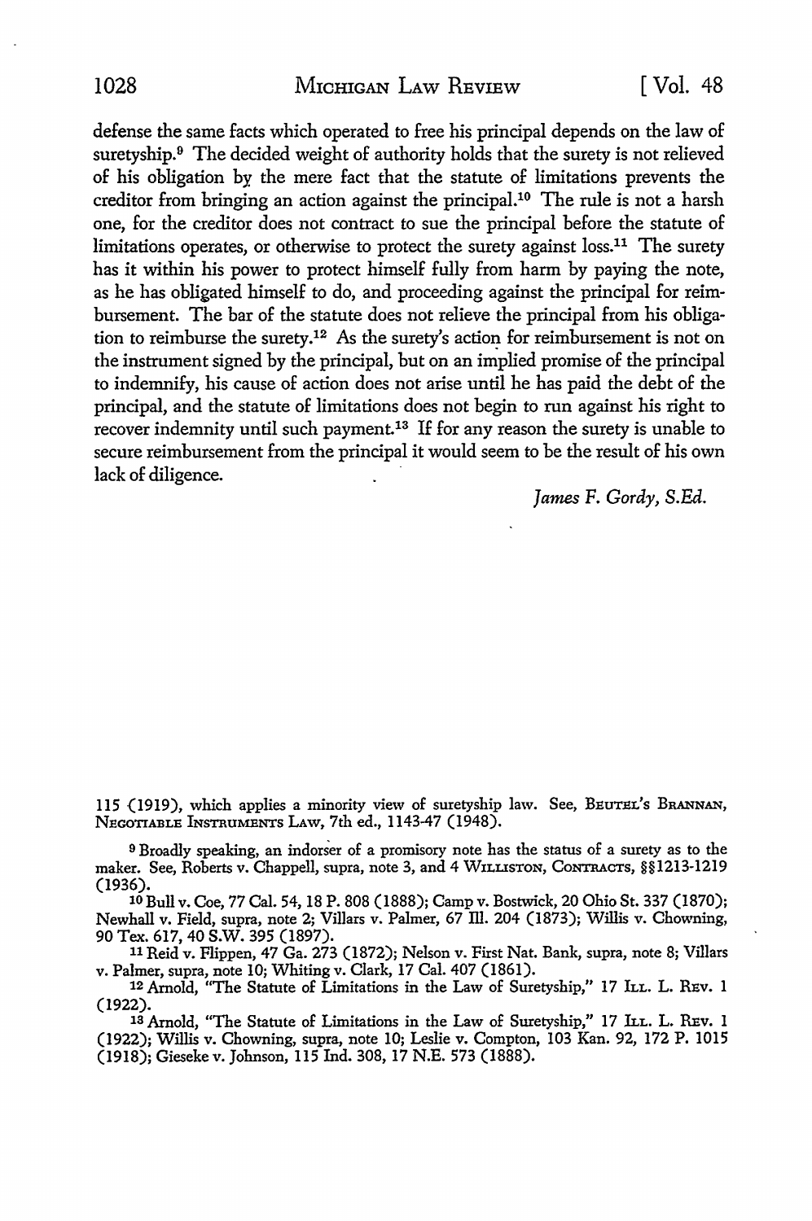defense the same facts which operated to free his principal depends on the law of suretyship.[9] The decided weight of authority holds that the surety is not relieved of his obligation by the mere fact that the statute of limitations prevents the creditor from bringing an action against the principal.[10] The rule is not a harsh one, for the creditor does not contract to sue the principal before the statute of limitations operates, or otherwise to protect the surety against loss.[11] The surety has it within his power to protect himself fully from harm by paying the note, as he has obligated himself to do, and proceeding against the principal for reimbursement. The bar of the statute does not relieve the principal from his obligation to reimburse the surety.[12] As the surety's action for reimbursement is not on the instrument signed by the principal, but on an implied promise of the principal to indemnify, his cause of action does not arise until he has paid the debt of the principal, and the statute of limitations does not begin to run against his right to recover indemnity until such payment.[13] If for any reason the surety is unable to secure reimbursement from the principal it would seem to be the result of his own lack of diligence.

*James F. Gordy, S.Ed.*

---

115 (1919), which applies a minority view of suretyship law. See, BEUTEL'S BRANNAN, NEGOTIABLE INSTRUMENTS LAW, 7th ed., 1143-47 (1948).

[9] Broadly speaking, an indorser of a promissory note has the status of a surety as to the maker. See, Roberts v. Chappell, supra, note 3, and 4 WILLISTON, CONTRACTS, §§1213-1219 (1936).

[10] Bull v. Coe, 77 Cal. 54, 18 P. 808 (1888); Camp v. Bostwick, 20 Ohio St. 337 (1870); Newhall v. Field, supra, note 2; Villars v. Palmer, 67 Ill. 204 (1873); Willis v. Chowning, 90 Tex. 617, 40 S.W. 395 (1897).

[11] Reid v. Flippen, 47 Ga. 273 (1872); Nelson v. First Nat. Bank, supra, note 8; Villars v. Palmer, supra, note 10; Whiting v. Clark, 17 Cal. 407 (1861).

[12] Arnold, "The Statute of Limitations in the Law of Suretyship," 17 ILL. L. REV. 1 (1922).

[13] Arnold, "The Statute of Limitations in the Law of Suretyship," 17 ILL. L. REV. 1 (1922); Willis v. Chowning, supra, note 10; Leslie v. Compton, 103 Kan. 92, 172 P. 1015 (1918); Gieseke v. Johnson, 115 Ind. 308, 17 N.E. 573 (1888).